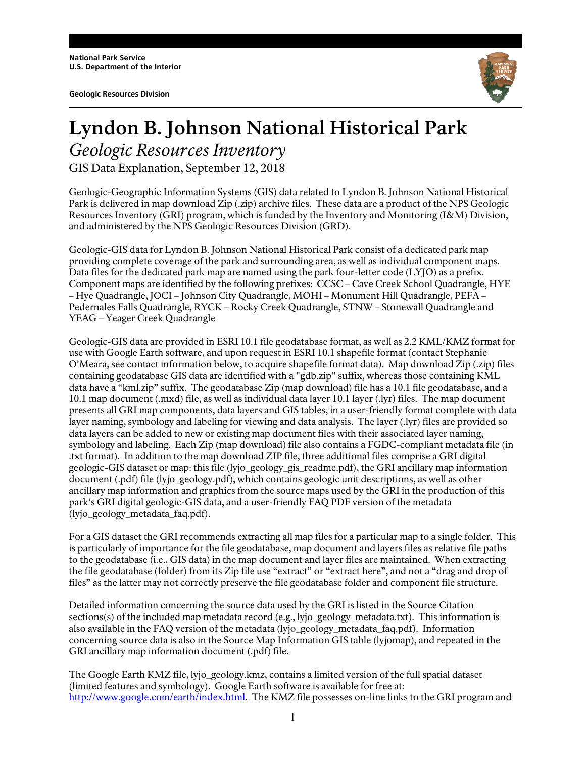**National Park Service**
**U.S. Department of the Interior**

**Geologic Resources Division**

# Lyndon B. Johnson National Historical Park

## *Geologic Resources Inventory*

GIS Data Explanation, September 12, 2018

Geologic-Geographic Information Systems (GIS) data related to Lyndon B. Johnson National Historical Park is delivered in map download Zip (.zip) archive files. These data are a product of the NPS Geologic Resources Inventory (GRI) program, which is funded by the Inventory and Monitoring (I&M) Division, and administered by the NPS Geologic Resources Division (GRD).

Geologic-GIS data for Lyndon B. Johnson National Historical Park consist of a dedicated park map providing complete coverage of the park and surrounding area, as well as individual component maps. Data files for the dedicated park map are named using the park four-letter code (LYJO) as a prefix. Component maps are identified by the following prefixes: CCSC – Cave Creek School Quadrangle, HYE – Hye Quadrangle, JOCI – Johnson City Quadrangle, MOHI – Monument Hill Quadrangle, PEFA – Pedernales Falls Quadrangle, RYCK – Rocky Creek Quadrangle, STNW – Stonewall Quadrangle and YEAG – Yeager Creek Quadrangle

Geologic-GIS data are provided in ESRI 10.1 file geodatabase format, as well as 2.2 KML/KMZ format for use with Google Earth software, and upon request in ESRI 10.1 shapefile format (contact Stephanie O'Meara, see contact information below, to acquire shapefile format data). Map download Zip (.zip) files containing geodatabase GIS data are identified with a "gdb.zip" suffix, whereas those containing KML data have a "kml.zip" suffix. The geodatabase Zip (map download) file has a 10.1 file geodatabase, and a 10.1 map document (.mxd) file, as well as individual data layer 10.1 layer (.lyr) files. The map document presents all GRI map components, data layers and GIS tables, in a user-friendly format complete with data layer naming, symbology and labeling for viewing and data analysis. The layer (.lyr) files are provided so data layers can be added to new or existing map document files with their associated layer naming, symbology and labeling. Each Zip (map download) file also contains a FGDC-compliant metadata file (in .txt format). In addition to the map download ZIP file, three additional files comprise a GRI digital geologic-GIS dataset or map: this file (lyjo_geology_gis_readme.pdf), the GRI ancillary map information document (.pdf) file (lyjo_geology.pdf), which contains geologic unit descriptions, as well as other ancillary map information and graphics from the source maps used by the GRI in the production of this park's GRI digital geologic-GIS data, and a user-friendly FAQ PDF version of the metadata (lyjo_geology_metadata_faq.pdf).

For a GIS dataset the GRI recommends extracting all map files for a particular map to a single folder. This is particularly of importance for the file geodatabase, map document and layers files as relative file paths to the geodatabase (i.e., GIS data) in the map document and layer files are maintained. When extracting the file geodatabase (folder) from its Zip file use "extract" or "extract here", and not a "drag and drop of files" as the latter may not correctly preserve the file geodatabase folder and component file structure.

Detailed information concerning the source data used by the GRI is listed in the Source Citation sections(s) of the included map metadata record (e.g., lyjo_geology_metadata.txt). This information is also available in the FAQ version of the metadata (lyjo_geology_metadata_faq.pdf). Information concerning source data is also in the Source Map Information GIS table (lyjomap), and repeated in the GRI ancillary map information document (.pdf) file.

The Google Earth KMZ file, lyjo_geology.kmz, contains a limited version of the full spatial dataset (limited features and symbology). Google Earth software is available for free at: http://www.google.com/earth/index.html. The KMZ file possesses on-line links to the GRI program and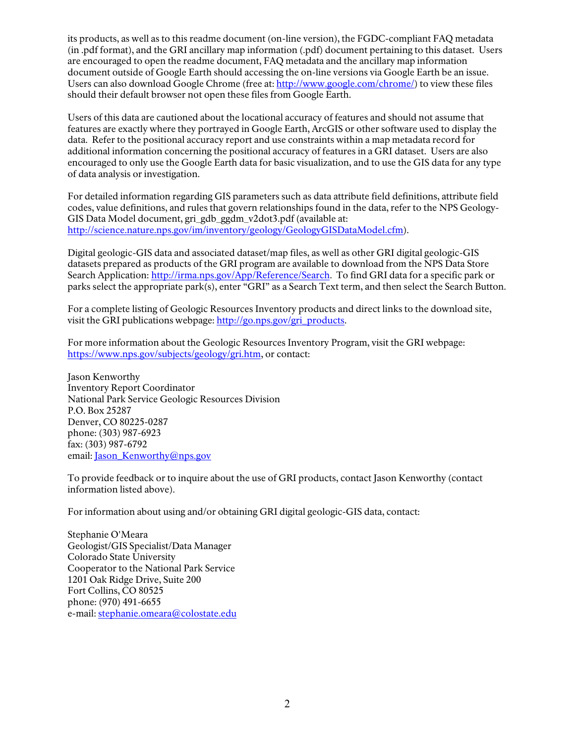its products, as well as to this readme document (on-line version), the FGDC-compliant FAQ metadata (in .pdf format), and the GRI ancillary map information (.pdf) document pertaining to this dataset. Users are encouraged to open the readme document, FAQ metadata and the ancillary map information document outside of Google Earth should accessing the on-line versions via Google Earth be an issue. Users can also download Google Chrome (free at: http://www.google.com/chrome/) to view these files should their default browser not open these files from Google Earth.

Users of this data are cautioned about the locational accuracy of features and should not assume that features are exactly where they portrayed in Google Earth, ArcGIS or other software used to display the data. Refer to the positional accuracy report and use constraints within a map metadata record for additional information concerning the positional accuracy of features in a GRI dataset. Users are also encouraged to only use the Google Earth data for basic visualization, and to use the GIS data for any type of data analysis or investigation.

For detailed information regarding GIS parameters such as data attribute field definitions, attribute field codes, value definitions, and rules that govern relationships found in the data, refer to the NPS Geology-GIS Data Model document, gri_gdb_ggdm_v2dot3.pdf (available at: http://science.nature.nps.gov/im/inventory/geology/GeologyGISDataModel.cfm).

Digital geologic-GIS data and associated dataset/map files, as well as other GRI digital geologic-GIS datasets prepared as products of the GRI program are available to download from the NPS Data Store Search Application: http://irma.nps.gov/App/Reference/Search. To find GRI data for a specific park or parks select the appropriate park(s), enter "GRI" as a Search Text term, and then select the Search Button.

For a complete listing of Geologic Resources Inventory products and direct links to the download site, visit the GRI publications webpage: http://go.nps.gov/gri_products.

For more information about the Geologic Resources Inventory Program, visit the GRI webpage: https://www.nps.gov/subjects/geology/gri.htm, or contact:

Jason Kenworthy
Inventory Report Coordinator
National Park Service Geologic Resources Division
P.O. Box 25287
Denver, CO 80225-0287
phone: (303) 987-6923
fax: (303) 987-6792
email: Jason_Kenworthy@nps.gov

To provide feedback or to inquire about the use of GRI products, contact Jason Kenworthy (contact information listed above).

For information about using and/or obtaining GRI digital geologic-GIS data, contact:

Stephanie O'Meara
Geologist/GIS Specialist/Data Manager
Colorado State University
Cooperator to the National Park Service
1201 Oak Ridge Drive, Suite 200
Fort Collins, CO 80525
phone: (970) 491-6655
e-mail: stephanie.omeara@colostate.edu